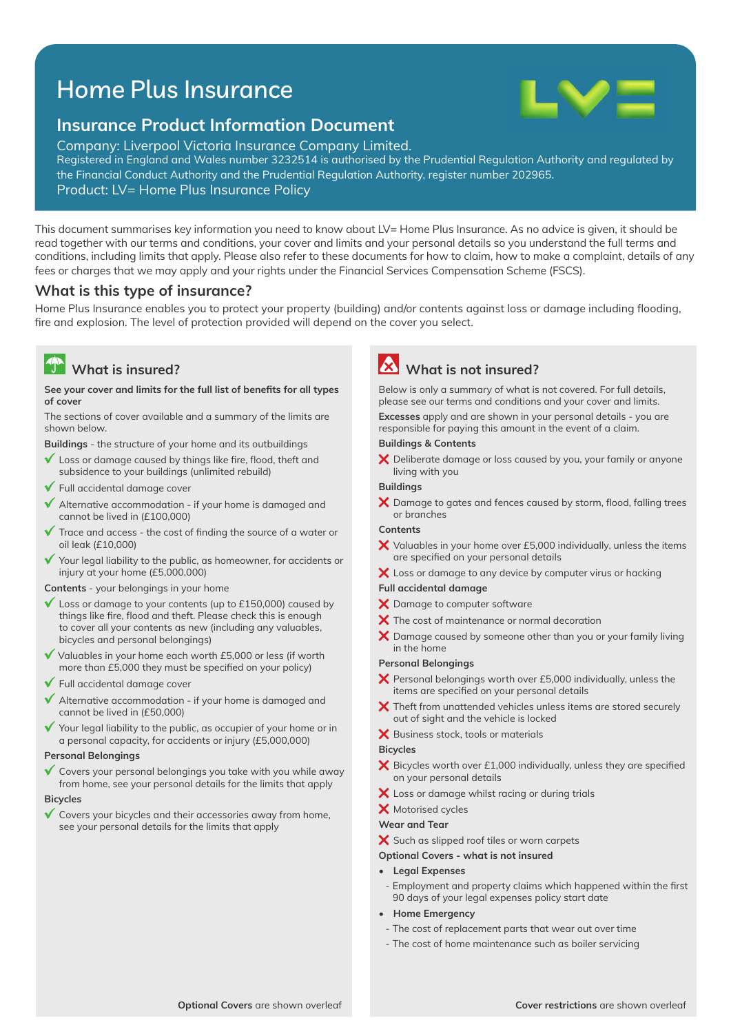# Home Plus Insurance

## Insurance Product Information Document

Company: Liverpool Victoria Insurance Company Limited.
Registered in England and Wales number 3232514 is authorised by the Prudential Regulation Authority and regulated by the Financial Conduct Authority and the Prudential Regulation Authority, register number 202965.
Product: LV= Home Plus Insurance Policy

This document summarises key information you need to know about LV= Home Plus Insurance. As no advice is given, it should be read together with our terms and conditions, your cover and limits and your personal details so you understand the full terms and conditions, including limits that apply. Please also refer to these documents for how to claim, how to make a complaint, details of any fees or charges that we may apply and your rights under the Financial Services Compensation Scheme (FSCS).

## What is this type of insurance?

Home Plus Insurance enables you to protect your property (building) and/or contents against loss or damage including flooding, fire and explosion. The level of protection provided will depend on the cover you select.

## What is insured?

**See your cover and limits for the full list of benefits for all types of cover**

The sections of cover available and a summary of the limits are shown below.

**Buildings** - the structure of your home and its outbuildings

- ✓ Loss or damage caused by things like fire, flood, theft and subsidence to your buildings (unlimited rebuild)
- ✓ Full accidental damage cover
- ✓ Alternative accommodation - if your home is damaged and cannot be lived in (£100,000)
- ✓ Trace and access - the cost of finding the source of a water or oil leak (£10,000)
- ✓ Your legal liability to the public, as homeowner, for accidents or injury at your home (£5,000,000)

**Contents** - your belongings in your home

- ✓ Loss or damage to your contents (up to £150,000) caused by things like fire, flood and theft. Please check this is enough to cover all your contents as new (including any valuables, bicycles and personal belongings)
- ✓ Valuables in your home each worth £5,000 or less (if worth more than £5,000 they must be specified on your policy)
- ✓ Full accidental damage cover
- ✓ Alternative accommodation - if your home is damaged and cannot be lived in (£50,000)
- ✓ Your legal liability to the public, as occupier of your home or in a personal capacity, for accidents or injury (£5,000,000)

**Personal Belongings**

- ✓ Covers your personal belongings you take with you while away from home, see your personal details for the limits that apply

**Bicycles**

- ✓ Covers your bicycles and their accessories away from home, see your personal details for the limits that apply

**Optional Covers** are shown overleaf

## What is not insured?

Below is only a summary of what is not covered. For full details, please see our terms and conditions and your cover and limits.

**Excesses** apply and are shown in your personal details - you are responsible for paying this amount in the event of a claim.

**Buildings & Contents**

- ✗ Deliberate damage or loss caused by you, your family or anyone living with you

**Buildings**

- ✗ Damage to gates and fences caused by storm, flood, falling trees or branches

**Contents**

- ✗ Valuables in your home over £5,000 individually, unless the items are specified on your personal details
- ✗ Loss or damage to any device by computer virus or hacking

**Full accidental damage**

- ✗ Damage to computer software
- ✗ The cost of maintenance or normal decoration
- ✗ Damage caused by someone other than you or your family living in the home

**Personal Belongings**

- ✗ Personal belongings worth over £5,000 individually, unless the items are specified on your personal details
- ✗ Theft from unattended vehicles unless items are stored securely out of sight and the vehicle is locked
- ✗ Business stock, tools or materials

**Bicycles**

- ✗ Bicycles worth over £1,000 individually, unless they are specified on your personal details
- ✗ Loss or damage whilst racing or during trials
- ✗ Motorised cycles

**Wear and Tear**

- ✗ Such as slipped roof tiles or worn carpets

**Optional Covers - what is not insured**

- **Legal Expenses**
  - Employment and property claims which happened within the first 90 days of your legal expenses policy start date
- **Home Emergency**
  - The cost of replacement parts that wear out over time
  - The cost of home maintenance such as boiler servicing

**Cover restrictions** are shown overleaf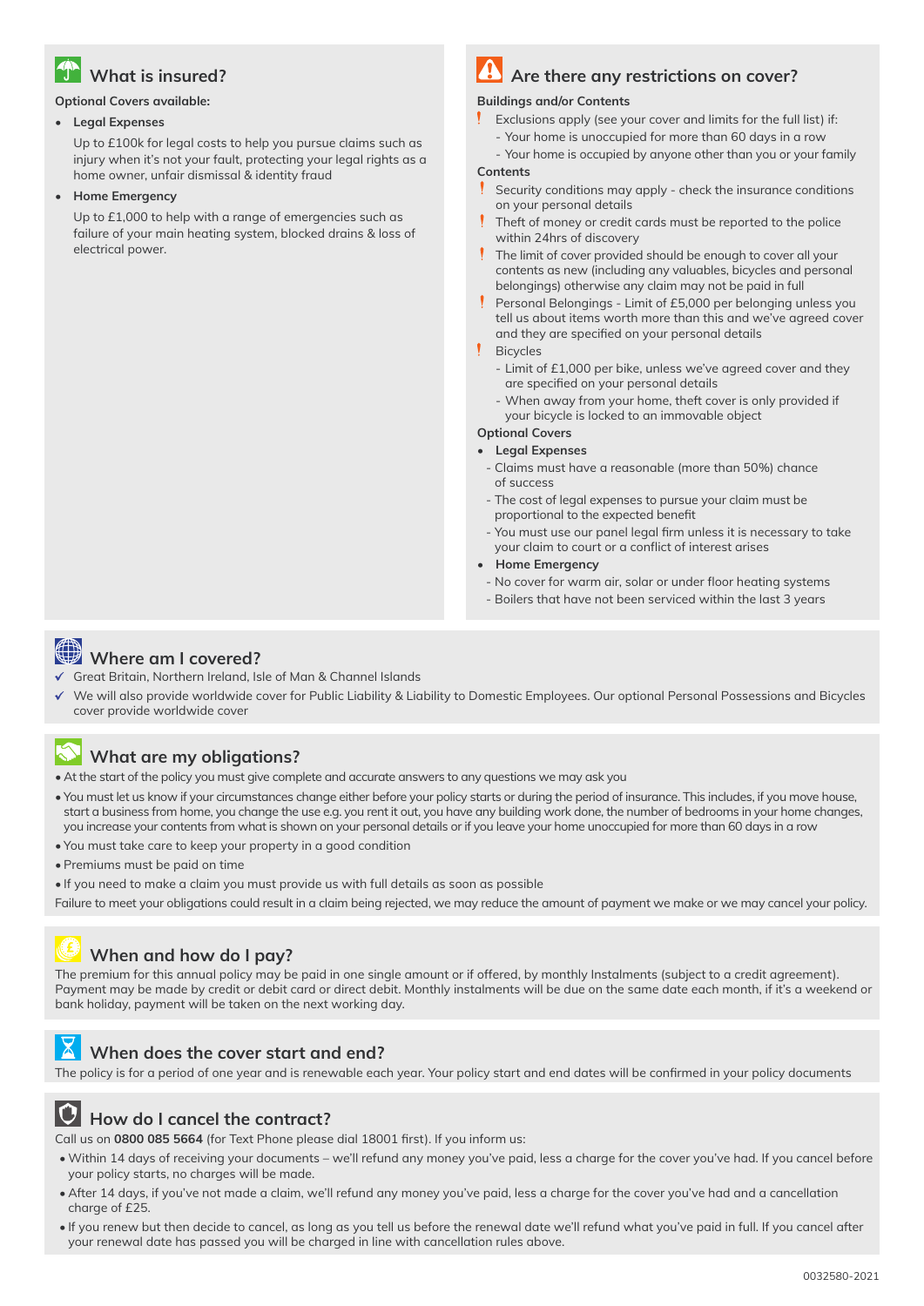## What is insured?

**Optional Covers available:**

- **Legal Expenses**

  Up to £100k for legal costs to help you pursue claims such as injury when it's not your fault, protecting your legal rights as a home owner, unfair dismissal & identity fraud

- **Home Emergency**

  Up to £1,000 to help with a range of emergencies such as failure of your main heating system, blocked drains & loss of electrical power.

## Are there any restrictions on cover?

**Buildings and/or Contents**

- ! Exclusions apply (see your cover and limits for the full list) if:
  - Your home is unoccupied for more than 60 days in a row
  - Your home is occupied by anyone other than you or your family

**Contents**

- ! Security conditions may apply - check the insurance conditions on your personal details
- ! Theft of money or credit cards must be reported to the police within 24hrs of discovery
- ! The limit of cover provided should be enough to cover all your contents as new (including any valuables, bicycles and personal belongings) otherwise any claim may not be paid in full
- ! Personal Belongings - Limit of £5,000 per belonging unless you tell us about items worth more than this and we've agreed cover and they are specified on your personal details
- ! Bicycles
  - Limit of £1,000 per bike, unless we've agreed cover and they are specified on your personal details
  - When away from your home, theft cover is only provided if your bicycle is locked to an immovable object

**Optional Covers**

- **Legal Expenses**
  - Claims must have a reasonable (more than 50%) chance of success
  - The cost of legal expenses to pursue your claim must be proportional to the expected benefit
  - You must use our panel legal firm unless it is necessary to take your claim to court or a conflict of interest arises
- **Home Emergency**
  - No cover for warm air, solar or under floor heating systems
  - Boilers that have not been serviced within the last 3 years

## Where am I covered?

- ✓ Great Britain, Northern Ireland, Isle of Man & Channel Islands
- ✓ We will also provide worldwide cover for Public Liability & Liability to Domestic Employees. Our optional Personal Possessions and Bicycles cover provide worldwide cover

## What are my obligations?

- At the start of the policy you must give complete and accurate answers to any questions we may ask you
- You must let us know if your circumstances change either before your policy starts or during the period of insurance. This includes, if you move house, start a business from home, you change the use e.g. you rent it out, you have any building work done, the number of bedrooms in your home changes, you increase your contents from what is shown on your personal details or if you leave your home unoccupied for more than 60 days in a row
- You must take care to keep your property in a good condition
- Premiums must be paid on time
- If you need to make a claim you must provide us with full details as soon as possible

Failure to meet your obligations could result in a claim being rejected, we may reduce the amount of payment we make or we may cancel your policy.

## When and how do I pay?

The premium for this annual policy may be paid in one single amount or if offered, by monthly Instalments (subject to a credit agreement). Payment may be made by credit or debit card or direct debit. Monthly instalments will be due on the same date each month, if it's a weekend or bank holiday, payment will be taken on the next working day.

## When does the cover start and end?

The policy is for a period of one year and is renewable each year. Your policy start and end dates will be confirmed in your policy documents

## How do I cancel the contract?

Call us on **0800 085 5664** (for Text Phone please dial 18001 first). If you inform us:

- Within 14 days of receiving your documents – we'll refund any money you've paid, less a charge for the cover you've had. If you cancel before your policy starts, no charges will be made.
- After 14 days, if you've not made a claim, we'll refund any money you've paid, less a charge for the cover you've had and a cancellation charge of £25.
- If you renew but then decide to cancel, as long as you tell us before the renewal date we'll refund what you've paid in full. If you cancel after your renewal date has passed you will be charged in line with cancellation rules above.

0032580-2021